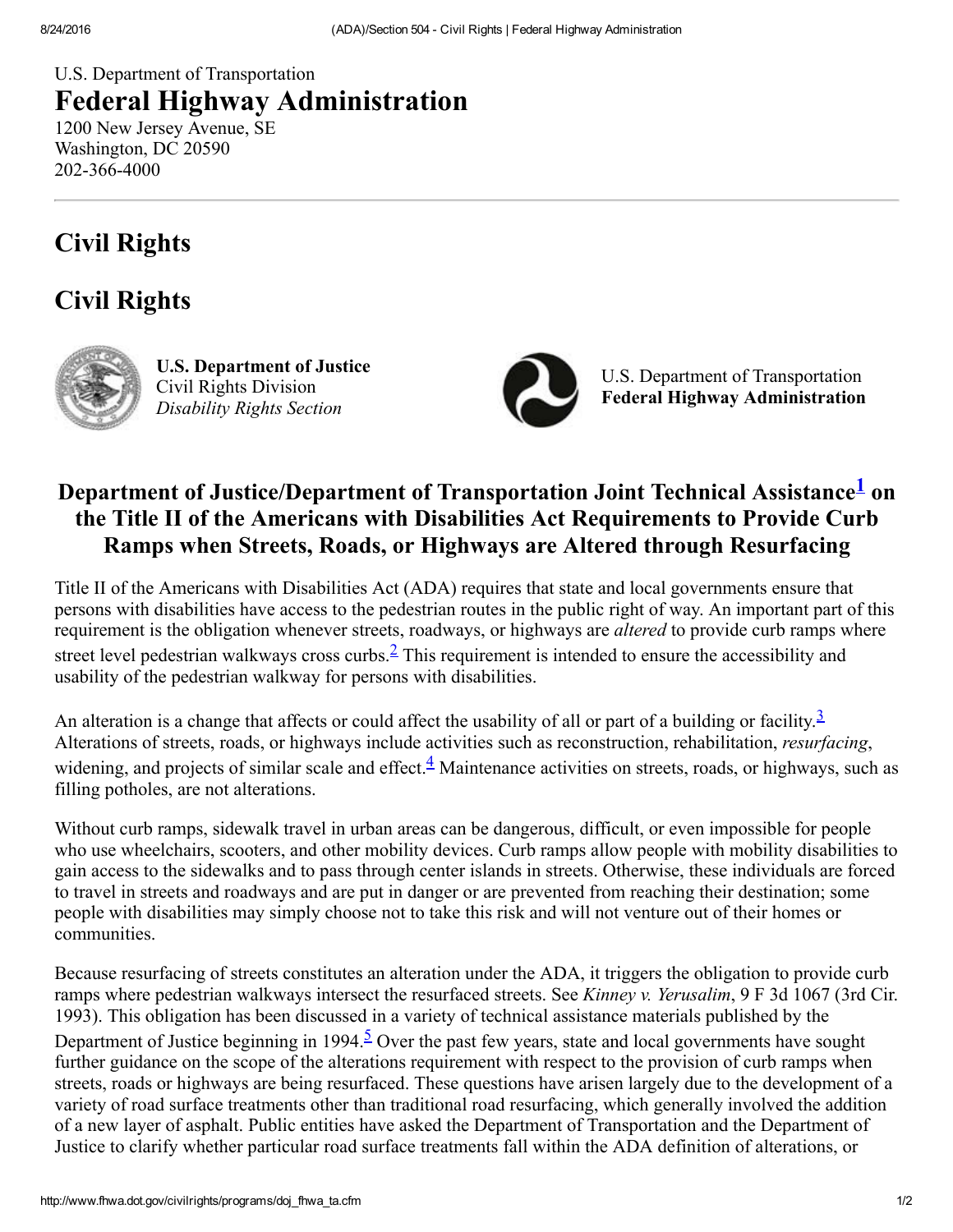U.S. Department of Transportation

# Federal Highway Administration

1200 New Jersey Avenue, SE
Washington, DC 20590
202-366-4000

## Civil Rights

## Civil Rights

**U.S. Department of Justice**
Civil Rights Division
*Disability Rights Section*

U.S. Department of Transportation
**Federal Highway Administration**

### Department of Justice/Department of Transportation Joint Technical Assistance[1] on the Title II of the Americans with Disabilities Act Requirements to Provide Curb Ramps when Streets, Roads, or Highways are Altered through Resurfacing

Title II of the Americans with Disabilities Act (ADA) requires that state and local governments ensure that persons with disabilities have access to the pedestrian routes in the public right of way. An important part of this requirement is the obligation whenever streets, roadways, or highways are *altered* to provide curb ramps where street level pedestrian walkways cross curbs.[2] This requirement is intended to ensure the accessibility and usability of the pedestrian walkway for persons with disabilities.

An alteration is a change that affects or could affect the usability of all or part of a building or facility.[3] Alterations of streets, roads, or highways include activities such as reconstruction, rehabilitation, *resurfacing*, widening, and projects of similar scale and effect.[4] Maintenance activities on streets, roads, or highways, such as filling potholes, are not alterations.

Without curb ramps, sidewalk travel in urban areas can be dangerous, difficult, or even impossible for people who use wheelchairs, scooters, and other mobility devices. Curb ramps allow people with mobility disabilities to gain access to the sidewalks and to pass through center islands in streets. Otherwise, these individuals are forced to travel in streets and roadways and are put in danger or are prevented from reaching their destination; some people with disabilities may simply choose not to take this risk and will not venture out of their homes or communities.

Because resurfacing of streets constitutes an alteration under the ADA, it triggers the obligation to provide curb ramps where pedestrian walkways intersect the resurfaced streets. See *Kinney v. Yerusalim*, 9 F 3d 1067 (3rd Cir. 1993). This obligation has been discussed in a variety of technical assistance materials published by the Department of Justice beginning in 1994.[5] Over the past few years, state and local governments have sought further guidance on the scope of the alterations requirement with respect to the provision of curb ramps when streets, roads or highways are being resurfaced. These questions have arisen largely due to the development of a variety of road surface treatments other than traditional road resurfacing, which generally involved the addition of a new layer of asphalt. Public entities have asked the Department of Transportation and the Department of Justice to clarify whether particular road surface treatments fall within the ADA definition of alterations, or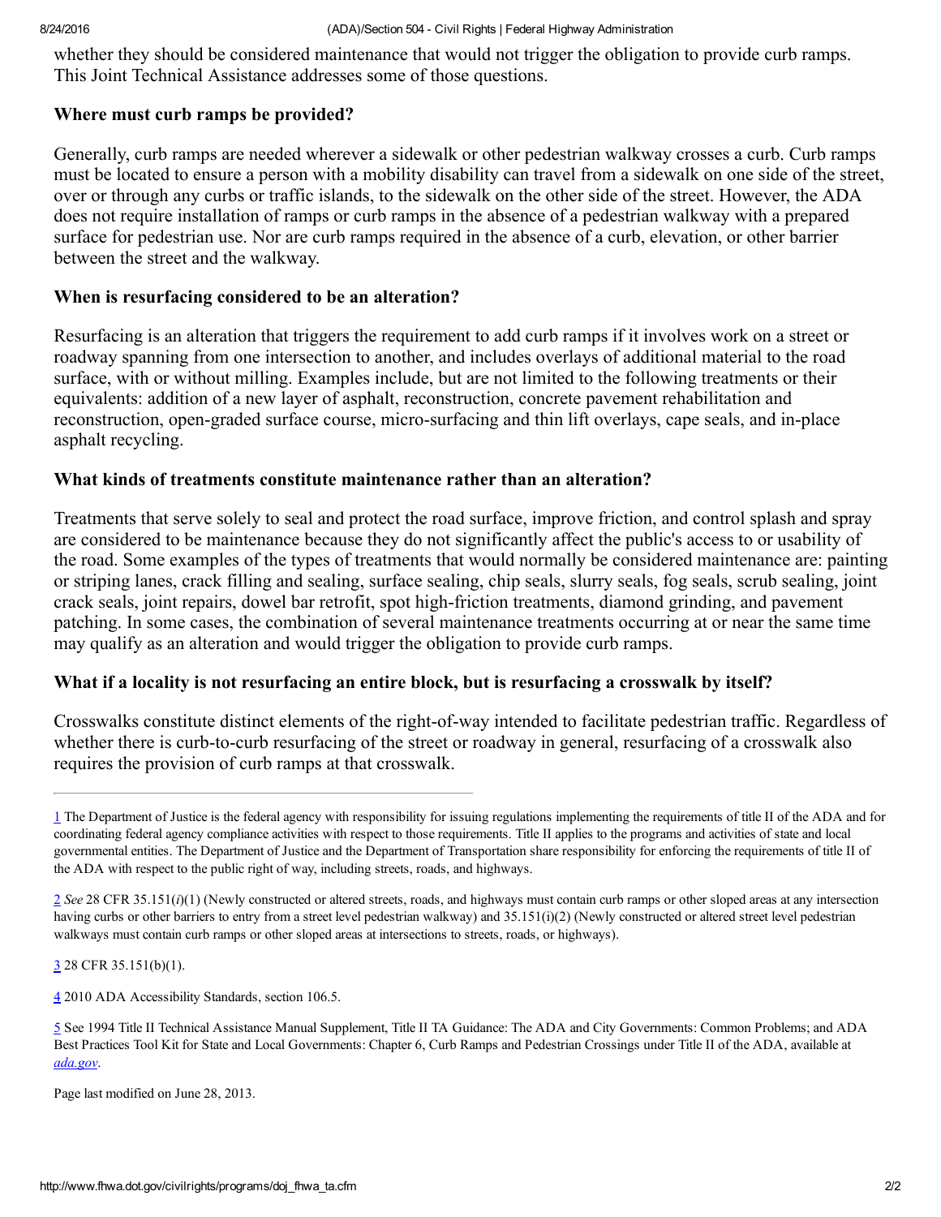whether they should be considered maintenance that would not trigger the obligation to provide curb ramps. This Joint Technical Assistance addresses some of those questions.

### Where must curb ramps be provided?

Generally, curb ramps are needed wherever a sidewalk or other pedestrian walkway crosses a curb. Curb ramps must be located to ensure a person with a mobility disability can travel from a sidewalk on one side of the street, over or through any curbs or traffic islands, to the sidewalk on the other side of the street. However, the ADA does not require installation of ramps or curb ramps in the absence of a pedestrian walkway with a prepared surface for pedestrian use. Nor are curb ramps required in the absence of a curb, elevation, or other barrier between the street and the walkway.

### When is resurfacing considered to be an alteration?

Resurfacing is an alteration that triggers the requirement to add curb ramps if it involves work on a street or roadway spanning from one intersection to another, and includes overlays of additional material to the road surface, with or without milling. Examples include, but are not limited to the following treatments or their equivalents: addition of a new layer of asphalt, reconstruction, concrete pavement rehabilitation and reconstruction, open-graded surface course, micro-surfacing and thin lift overlays, cape seals, and in-place asphalt recycling.

### What kinds of treatments constitute maintenance rather than an alteration?

Treatments that serve solely to seal and protect the road surface, improve friction, and control splash and spray are considered to be maintenance because they do not significantly affect the public's access to or usability of the road. Some examples of the types of treatments that would normally be considered maintenance are: painting or striping lanes, crack filling and sealing, surface sealing, chip seals, slurry seals, fog seals, scrub sealing, joint crack seals, joint repairs, dowel bar retrofit, spot high-friction treatments, diamond grinding, and pavement patching. In some cases, the combination of several maintenance treatments occurring at or near the same time may qualify as an alteration and would trigger the obligation to provide curb ramps.

### What if a locality is not resurfacing an entire block, but is resurfacing a crosswalk by itself?

Crosswalks constitute distinct elements of the right-of-way intended to facilitate pedestrian traffic. Regardless of whether there is curb-to-curb resurfacing of the street or roadway in general, resurfacing of a crosswalk also requires the provision of curb ramps at that crosswalk.

---

1 The Department of Justice is the federal agency with responsibility for issuing regulations implementing the requirements of title II of the ADA and for coordinating federal agency compliance activities with respect to those requirements. Title II applies to the programs and activities of state and local governmental entities. The Department of Justice and the Department of Transportation share responsibility for enforcing the requirements of title II of the ADA with respect to the public right of way, including streets, roads, and highways.

2 *See* 28 CFR 35.151(*i*)(1) (Newly constructed or altered streets, roads, and highways must contain curb ramps or other sloped areas at any intersection having curbs or other barriers to entry from a street level pedestrian walkway) and 35.151(i)(2) (Newly constructed or altered street level pedestrian walkways must contain curb ramps or other sloped areas at intersections to streets, roads, or highways).

3 28 CFR 35.151(b)(1).

4 2010 ADA Accessibility Standards, section 106.5.

5 See 1994 Title II Technical Assistance Manual Supplement, Title II TA Guidance: The ADA and City Governments: Common Problems; and ADA Best Practices Tool Kit for State and Local Governments: Chapter 6, Curb Ramps and Pedestrian Crossings under Title II of the ADA, available at *ada.gov*.

Page last modified on June 28, 2013.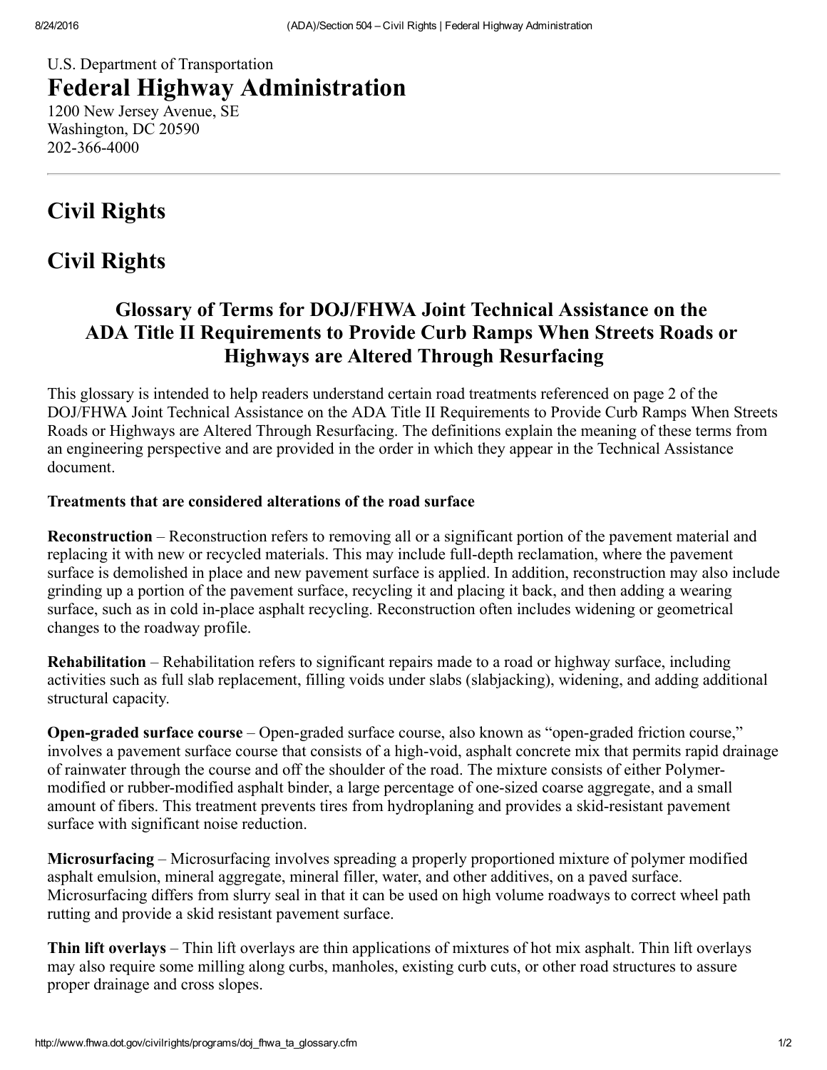U.S. Department of Transportation

# Federal Highway Administration

1200 New Jersey Avenue, SE
Washington, DC 20590
202-366-4000

---

## Civil Rights

## Civil Rights

### Glossary of Terms for DOJ/FHWA Joint Technical Assistance on the ADA Title II Requirements to Provide Curb Ramps When Streets Roads or Highways are Altered Through Resurfacing

This glossary is intended to help readers understand certain road treatments referenced on page 2 of the DOJ/FHWA Joint Technical Assistance on the ADA Title II Requirements to Provide Curb Ramps When Streets Roads or Highways are Altered Through Resurfacing. The definitions explain the meaning of these terms from an engineering perspective and are provided in the order in which they appear in the Technical Assistance document.

**Treatments that are considered alterations of the road surface**

**Reconstruction** – Reconstruction refers to removing all or a significant portion of the pavement material and replacing it with new or recycled materials. This may include full-depth reclamation, where the pavement surface is demolished in place and new pavement surface is applied. In addition, reconstruction may also include grinding up a portion of the pavement surface, recycling it and placing it back, and then adding a wearing surface, such as in cold in-place asphalt recycling. Reconstruction often includes widening or geometrical changes to the roadway profile.

**Rehabilitation** – Rehabilitation refers to significant repairs made to a road or highway surface, including activities such as full slab replacement, filling voids under slabs (slabjacking), widening, and adding additional structural capacity.

**Open-graded surface course** – Open-graded surface course, also known as "open-graded friction course," involves a pavement surface course that consists of a high-void, asphalt concrete mix that permits rapid drainage of rainwater through the course and off the shoulder of the road. The mixture consists of either Polymer-modified or rubber-modified asphalt binder, a large percentage of one-sized coarse aggregate, and a small amount of fibers. This treatment prevents tires from hydroplaning and provides a skid-resistant pavement surface with significant noise reduction.

**Microsurfacing** – Microsurfacing involves spreading a properly proportioned mixture of polymer modified asphalt emulsion, mineral aggregate, mineral filler, water, and other additives, on a paved surface. Microsurfacing differs from slurry seal in that it can be used on high volume roadways to correct wheel path rutting and provide a skid resistant pavement surface.

**Thin lift overlays** – Thin lift overlays are thin applications of mixtures of hot mix asphalt. Thin lift overlays may also require some milling along curbs, manholes, existing curb cuts, or other road structures to assure proper drainage and cross slopes.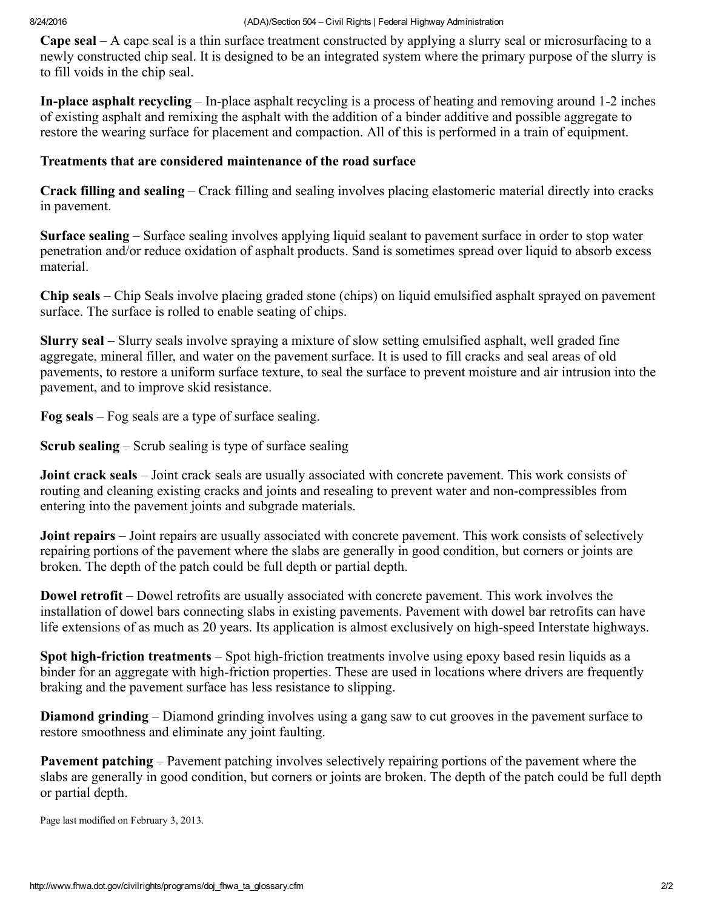**Cape seal** – A cape seal is a thin surface treatment constructed by applying a slurry seal or microsurfacing to a newly constructed chip seal. It is designed to be an integrated system where the primary purpose of the slurry is to fill voids in the chip seal.

**In-place asphalt recycling** – In-place asphalt recycling is a process of heating and removing around 1-2 inches of existing asphalt and remixing the asphalt with the addition of a binder additive and possible aggregate to restore the wearing surface for placement and compaction. All of this is performed in a train of equipment.

### Treatments that are considered maintenance of the road surface

**Crack filling and sealing** – Crack filling and sealing involves placing elastomeric material directly into cracks in pavement.

**Surface sealing** – Surface sealing involves applying liquid sealant to pavement surface in order to stop water penetration and/or reduce oxidation of asphalt products. Sand is sometimes spread over liquid to absorb excess material.

**Chip seals** – Chip Seals involve placing graded stone (chips) on liquid emulsified asphalt sprayed on pavement surface. The surface is rolled to enable seating of chips.

**Slurry seal** – Slurry seals involve spraying a mixture of slow setting emulsified asphalt, well graded fine aggregate, mineral filler, and water on the pavement surface. It is used to fill cracks and seal areas of old pavements, to restore a uniform surface texture, to seal the surface to prevent moisture and air intrusion into the pavement, and to improve skid resistance.

**Fog seals** – Fog seals are a type of surface sealing.

**Scrub sealing** – Scrub sealing is type of surface sealing

**Joint crack seals** – Joint crack seals are usually associated with concrete pavement. This work consists of routing and cleaning existing cracks and joints and resealing to prevent water and non-compressibles from entering into the pavement joints and subgrade materials.

**Joint repairs** – Joint repairs are usually associated with concrete pavement. This work consists of selectively repairing portions of the pavement where the slabs are generally in good condition, but corners or joints are broken. The depth of the patch could be full depth or partial depth.

**Dowel retrofit** – Dowel retrofits are usually associated with concrete pavement. This work involves the installation of dowel bars connecting slabs in existing pavements. Pavement with dowel bar retrofits can have life extensions of as much as 20 years. Its application is almost exclusively on high-speed Interstate highways.

**Spot high-friction treatments** – Spot high-friction treatments involve using epoxy based resin liquids as a binder for an aggregate with high-friction properties. These are used in locations where drivers are frequently braking and the pavement surface has less resistance to slipping.

**Diamond grinding** – Diamond grinding involves using a gang saw to cut grooves in the pavement surface to restore smoothness and eliminate any joint faulting.

**Pavement patching** – Pavement patching involves selectively repairing portions of the pavement where the slabs are generally in good condition, but corners or joints are broken. The depth of the patch could be full depth or partial depth.

Page last modified on February 3, 2013.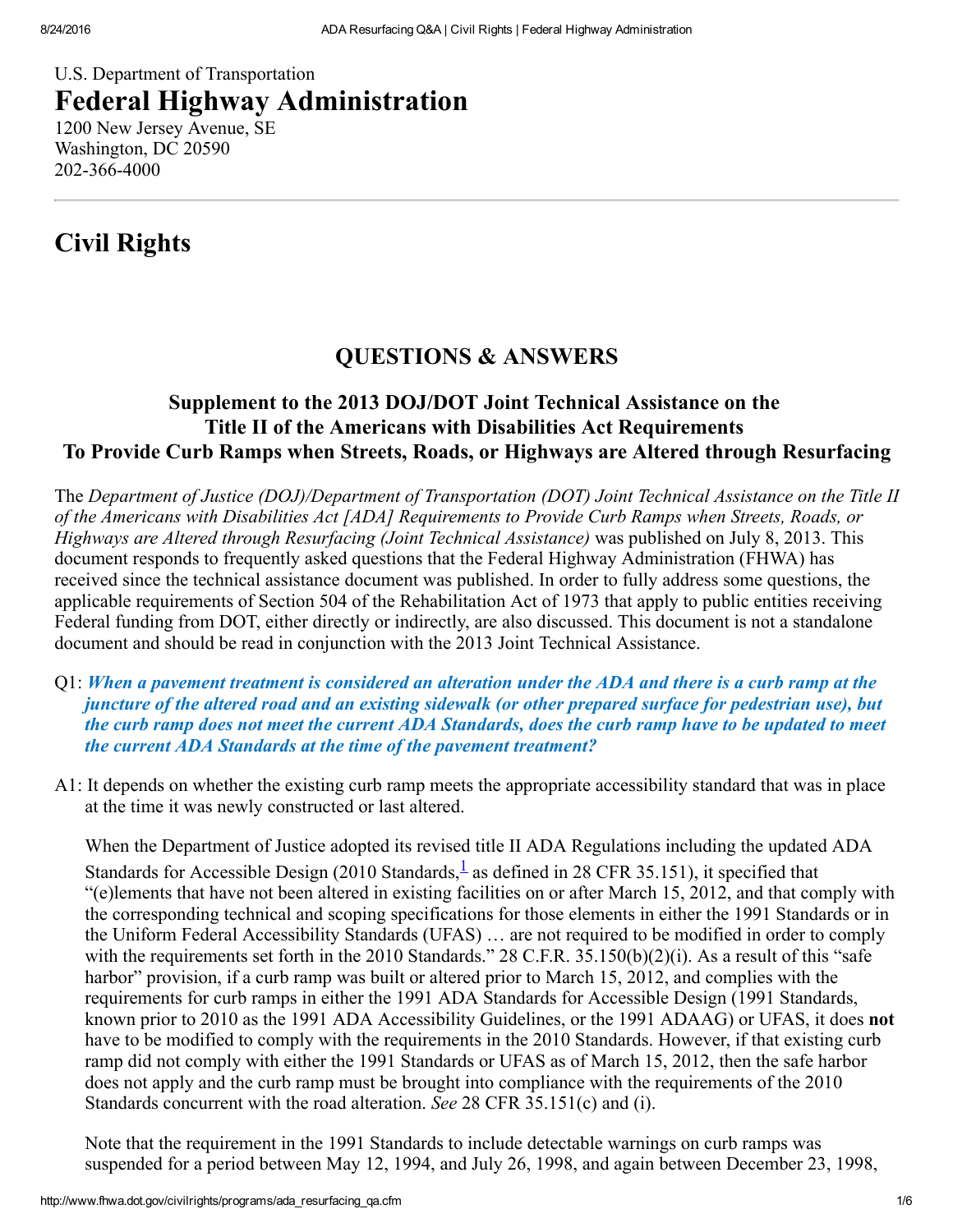U.S. Department of Transportation

# Federal Highway Administration

1200 New Jersey Avenue, SE
Washington, DC 20590
202-366-4000

## Civil Rights

## QUESTIONS & ANSWERS

### Supplement to the 2013 DOJ/DOT Joint Technical Assistance on the Title II of the Americans with Disabilities Act Requirements To Provide Curb Ramps when Streets, Roads, or Highways are Altered through Resurfacing

The *Department of Justice (DOJ)/Department of Transportation (DOT) Joint Technical Assistance on the Title II of the Americans with Disabilities Act [ADA] Requirements to Provide Curb Ramps when Streets, Roads, or Highways are Altered through Resurfacing (Joint Technical Assistance)* was published on July 8, 2013. This document responds to frequently asked questions that the Federal Highway Administration (FHWA) has received since the technical assistance document was published. In order to fully address some questions, the applicable requirements of Section 504 of the Rehabilitation Act of 1973 that apply to public entities receiving Federal funding from DOT, either directly or indirectly, are also discussed. This document is not a standalone document and should be read in conjunction with the 2013 Joint Technical Assistance.

Q1: ***When a pavement treatment is considered an alteration under the ADA and there is a curb ramp at the juncture of the altered road and an existing sidewalk (or other prepared surface for pedestrian use), but the curb ramp does not meet the current ADA Standards, does the curb ramp have to be updated to meet the current ADA Standards at the time of the pavement treatment?***

A1: It depends on whether the existing curb ramp meets the appropriate accessibility standard that was in place at the time it was newly constructed or last altered.

When the Department of Justice adopted its revised title II ADA Regulations including the updated ADA Standards for Accessible Design (2010 Standards,[1] as defined in 28 CFR 35.151), it specified that "(e)lements that have not been altered in existing facilities on or after March 15, 2012, and that comply with the corresponding technical and scoping specifications for those elements in either the 1991 Standards or in the Uniform Federal Accessibility Standards (UFAS) … are not required to be modified in order to comply with the requirements set forth in the 2010 Standards." 28 C.F.R. 35.150(b)(2)(i). As a result of this "safe harbor" provision, if a curb ramp was built or altered prior to March 15, 2012, and complies with the requirements for curb ramps in either the 1991 ADA Standards for Accessible Design (1991 Standards, known prior to 2010 as the 1991 ADA Accessibility Guidelines, or the 1991 ADAAG) or UFAS, it does **not** have to be modified to comply with the requirements in the 2010 Standards. However, if that existing curb ramp did not comply with either the 1991 Standards or UFAS as of March 15, 2012, then the safe harbor does not apply and the curb ramp must be brought into compliance with the requirements of the 2010 Standards concurrent with the road alteration. *See* 28 CFR 35.151(c) and (i).

Note that the requirement in the 1991 Standards to include detectable warnings on curb ramps was suspended for a period between May 12, 1994, and July 26, 1998, and again between December 23, 1998,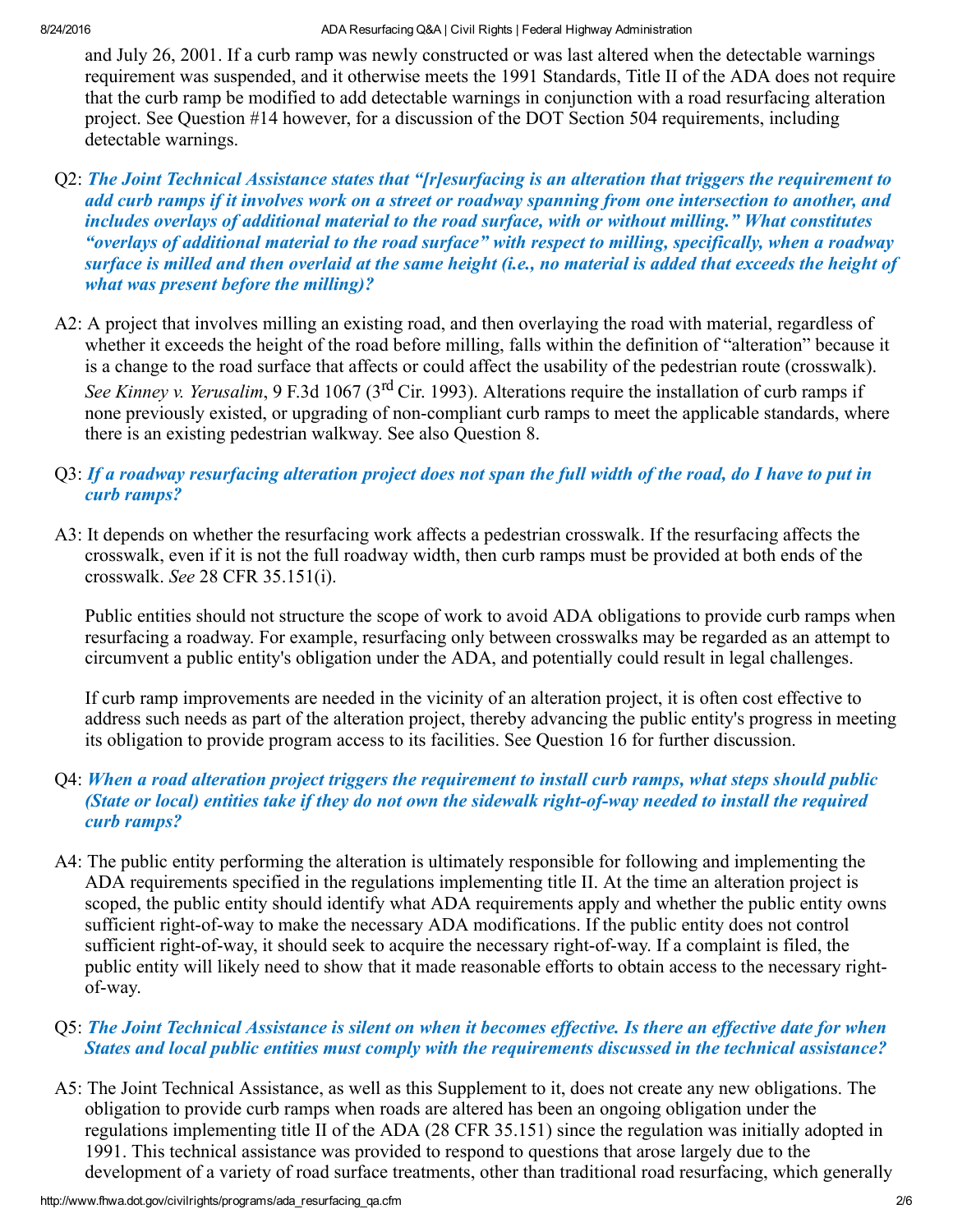and July 26, 2001. If a curb ramp was newly constructed or was last altered when the detectable warnings requirement was suspended, and it otherwise meets the 1991 Standards, Title II of the ADA does not require that the curb ramp be modified to add detectable warnings in conjunction with a road resurfacing alteration project. See Question #14 however, for a discussion of the DOT Section 504 requirements, including detectable warnings.

Q2: ***The Joint Technical Assistance states that "[r]esurfacing is an alteration that triggers the requirement to add curb ramps if it involves work on a street or roadway spanning from one intersection to another, and includes overlays of additional material to the road surface, with or without milling." What constitutes "overlays of additional material to the road surface" with respect to milling, specifically, when a roadway surface is milled and then overlaid at the same height (i.e., no material is added that exceeds the height of what was present before the milling)?***

A2: A project that involves milling an existing road, and then overlaying the road with material, regardless of whether it exceeds the height of the road before milling, falls within the definition of "alteration" because it is a change to the road surface that affects or could affect the usability of the pedestrian route (crosswalk). *See Kinney v. Yerusalim*, 9 F.3d 1067 (3rd Cir. 1993). Alterations require the installation of curb ramps if none previously existed, or upgrading of non-compliant curb ramps to meet the applicable standards, where there is an existing pedestrian walkway. See also Question 8.

Q3: ***If a roadway resurfacing alteration project does not span the full width of the road, do I have to put in curb ramps?***

A3: It depends on whether the resurfacing work affects a pedestrian crosswalk. If the resurfacing affects the crosswalk, even if it is not the full roadway width, then curb ramps must be provided at both ends of the crosswalk. *See* 28 CFR 35.151(i).

Public entities should not structure the scope of work to avoid ADA obligations to provide curb ramps when resurfacing a roadway. For example, resurfacing only between crosswalks may be regarded as an attempt to circumvent a public entity's obligation under the ADA, and potentially could result in legal challenges.

If curb ramp improvements are needed in the vicinity of an alteration project, it is often cost effective to address such needs as part of the alteration project, thereby advancing the public entity's progress in meeting its obligation to provide program access to its facilities. See Question 16 for further discussion.

Q4: ***When a road alteration project triggers the requirement to install curb ramps, what steps should public (State or local) entities take if they do not own the sidewalk right-of-way needed to install the required curb ramps?***

A4: The public entity performing the alteration is ultimately responsible for following and implementing the ADA requirements specified in the regulations implementing title II. At the time an alteration project is scoped, the public entity should identify what ADA requirements apply and whether the public entity owns sufficient right-of-way to make the necessary ADA modifications. If the public entity does not control sufficient right-of-way, it should seek to acquire the necessary right-of-way. If a complaint is filed, the public entity will likely need to show that it made reasonable efforts to obtain access to the necessary right-of-way.

Q5: ***The Joint Technical Assistance is silent on when it becomes effective. Is there an effective date for when States and local public entities must comply with the requirements discussed in the technical assistance?***

A5: The Joint Technical Assistance, as well as this Supplement to it, does not create any new obligations. The obligation to provide curb ramps when roads are altered has been an ongoing obligation under the regulations implementing title II of the ADA (28 CFR 35.151) since the regulation was initially adopted in 1991. This technical assistance was provided to respond to questions that arose largely due to the development of a variety of road surface treatments, other than traditional road resurfacing, which generally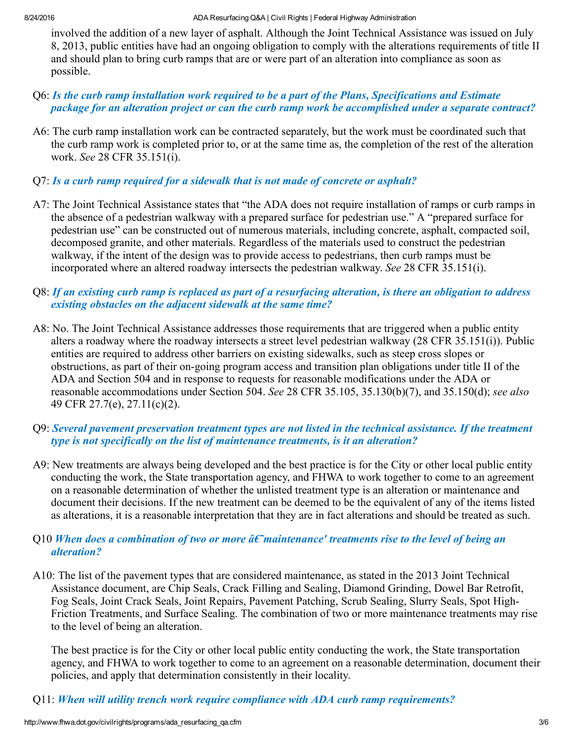involved the addition of a new layer of asphalt. Although the Joint Technical Assistance was issued on July 8, 2013, public entities have had an ongoing obligation to comply with the alterations requirements of title II and should plan to bring curb ramps that are or were part of an alteration into compliance as soon as possible.

Q6: ***Is the curb ramp installation work required to be a part of the Plans, Specifications and Estimate package for an alteration project or can the curb ramp work be accomplished under a separate contract?***

A6: The curb ramp installation work can be contracted separately, but the work must be coordinated such that the curb ramp work is completed prior to, or at the same time as, the completion of the rest of the alteration work. *See* 28 CFR 35.151(i).

Q7: ***Is a curb ramp required for a sidewalk that is not made of concrete or asphalt?***

A7: The Joint Technical Assistance states that "the ADA does not require installation of ramps or curb ramps in the absence of a pedestrian walkway with a prepared surface for pedestrian use." A "prepared surface for pedestrian use" can be constructed out of numerous materials, including concrete, asphalt, compacted soil, decomposed granite, and other materials. Regardless of the materials used to construct the pedestrian walkway, if the intent of the design was to provide access to pedestrians, then curb ramps must be incorporated where an altered roadway intersects the pedestrian walkway. *See* 28 CFR 35.151(i).

Q8: ***If an existing curb ramp is replaced as part of a resurfacing alteration, is there an obligation to address existing obstacles on the adjacent sidewalk at the same time?***

A8: No. The Joint Technical Assistance addresses those requirements that are triggered when a public entity alters a roadway where the roadway intersects a street level pedestrian walkway (28 CFR 35.151(i)). Public entities are required to address other barriers on existing sidewalks, such as steep cross slopes or obstructions, as part of their on-going program access and transition plan obligations under title II of the ADA and Section 504 and in response to requests for reasonable modifications under the ADA or reasonable accommodations under Section 504. *See* 28 CFR 35.105, 35.130(b)(7), and 35.150(d); *see also* 49 CFR 27.7(e), 27.11(c)(2).

Q9: ***Several pavement preservation treatment types are not listed in the technical assistance. If the treatment type is not specifically on the list of maintenance treatments, is it an alteration?***

A9: New treatments are always being developed and the best practice is for the City or other local public entity conducting the work, the State transportation agency, and FHWA to work together to come to an agreement on a reasonable determination of whether the unlisted treatment type is an alteration or maintenance and document their decisions. If the new treatment can be deemed to be the equivalent of any of the items listed as alterations, it is a reasonable interpretation that they are in fact alterations and should be treated as such.

Q10 ***When does a combination of two or more â€˜maintenance' treatments rise to the level of being an alteration?***

A10: The list of the pavement types that are considered maintenance, as stated in the 2013 Joint Technical Assistance document, are Chip Seals, Crack Filling and Sealing, Diamond Grinding, Dowel Bar Retrofit, Fog Seals, Joint Crack Seals, Joint Repairs, Pavement Patching, Scrub Sealing, Slurry Seals, Spot High-Friction Treatments, and Surface Sealing. The combination of two or more maintenance treatments may rise to the level of being an alteration.

The best practice is for the City or other local public entity conducting the work, the State transportation agency, and FHWA to work together to come to an agreement on a reasonable determination, document their policies, and apply that determination consistently in their locality.

Q11: ***When will utility trench work require compliance with ADA curb ramp requirements?***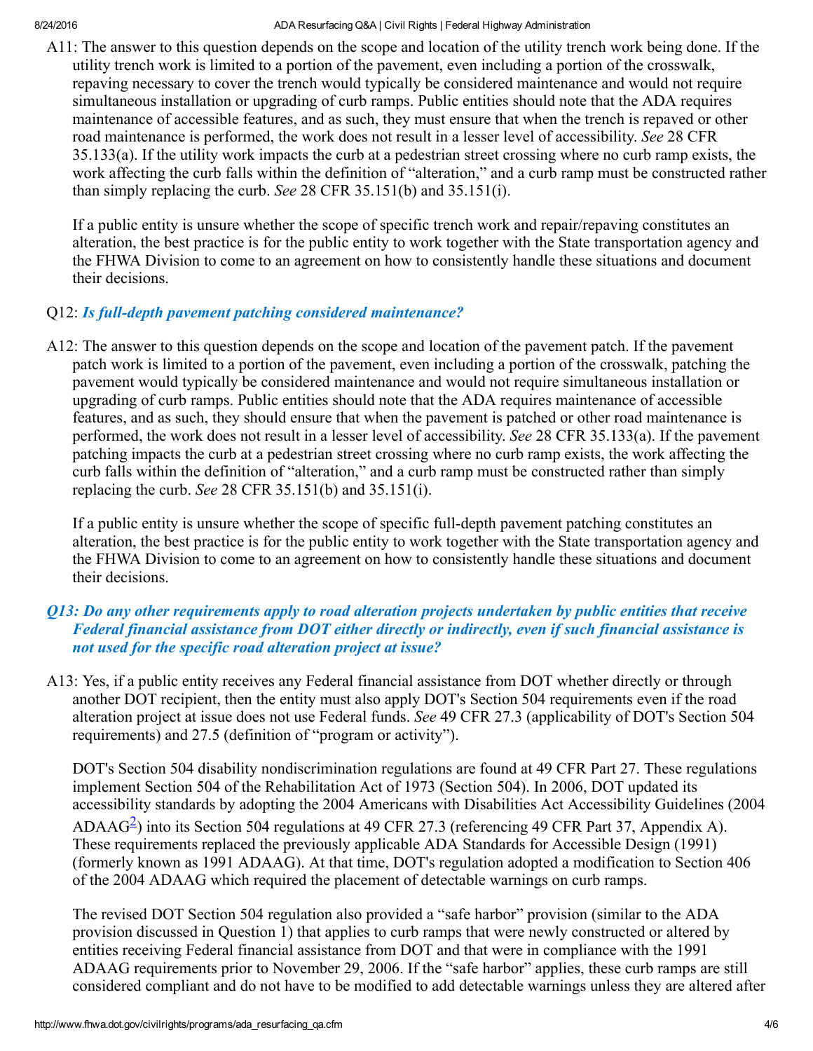A11: The answer to this question depends on the scope and location of the utility trench work being done. If the utility trench work is limited to a portion of the pavement, even including a portion of the crosswalk, repaving necessary to cover the trench would typically be considered maintenance and would not require simultaneous installation or upgrading of curb ramps. Public entities should note that the ADA requires maintenance of accessible features, and as such, they must ensure that when the trench is repaved or other road maintenance is performed, the work does not result in a lesser level of accessibility. *See* 28 CFR 35.133(a). If the utility work impacts the curb at a pedestrian street crossing where no curb ramp exists, the work affecting the curb falls within the definition of "alteration," and a curb ramp must be constructed rather than simply replacing the curb. *See* 28 CFR 35.151(b) and 35.151(i).

If a public entity is unsure whether the scope of specific trench work and repair/repaving constitutes an alteration, the best practice is for the public entity to work together with the State transportation agency and the FHWA Division to come to an agreement on how to consistently handle these situations and document their decisions.

Q12: ***Is full-depth pavement patching considered maintenance?***

A12: The answer to this question depends on the scope and location of the pavement patch. If the pavement patch work is limited to a portion of the pavement, even including a portion of the crosswalk, patching the pavement would typically be considered maintenance and would not require simultaneous installation or upgrading of curb ramps. Public entities should note that the ADA requires maintenance of accessible features, and as such, they should ensure that when the pavement is patched or other road maintenance is performed, the work does not result in a lesser level of accessibility. *See* 28 CFR 35.133(a). If the pavement patching impacts the curb at a pedestrian street crossing where no curb ramp exists, the work affecting the curb falls within the definition of "alteration," and a curb ramp must be constructed rather than simply replacing the curb. *See* 28 CFR 35.151(b) and 35.151(i).

If a public entity is unsure whether the scope of specific full-depth pavement patching constitutes an alteration, the best practice is for the public entity to work together with the State transportation agency and the FHWA Division to come to an agreement on how to consistently handle these situations and document their decisions.

***Q13: Do any other requirements apply to road alteration projects undertaken by public entities that receive Federal financial assistance from DOT either directly or indirectly, even if such financial assistance is not used for the specific road alteration project at issue?***

A13: Yes, if a public entity receives any Federal financial assistance from DOT whether directly or through another DOT recipient, then the entity must also apply DOT's Section 504 requirements even if the road alteration project at issue does not use Federal funds. *See* 49 CFR 27.3 (applicability of DOT's Section 504 requirements) and 27.5 (definition of "program or activity").

DOT's Section 504 disability nondiscrimination regulations are found at 49 CFR Part 27. These regulations implement Section 504 of the Rehabilitation Act of 1973 (Section 504). In 2006, DOT updated its accessibility standards by adopting the 2004 Americans with Disabilities Act Accessibility Guidelines (2004 ADAAG[2]) into its Section 504 regulations at 49 CFR 27.3 (referencing 49 CFR Part 37, Appendix A). These requirements replaced the previously applicable ADA Standards for Accessible Design (1991) (formerly known as 1991 ADAAG). At that time, DOT's regulation adopted a modification to Section 406 of the 2004 ADAAG which required the placement of detectable warnings on curb ramps.

The revised DOT Section 504 regulation also provided a "safe harbor" provision (similar to the ADA provision discussed in Question 1) that applies to curb ramps that were newly constructed or altered by entities receiving Federal financial assistance from DOT and that were in compliance with the 1991 ADAAG requirements prior to November 29, 2006. If the "safe harbor" applies, these curb ramps are still considered compliant and do not have to be modified to add detectable warnings unless they are altered after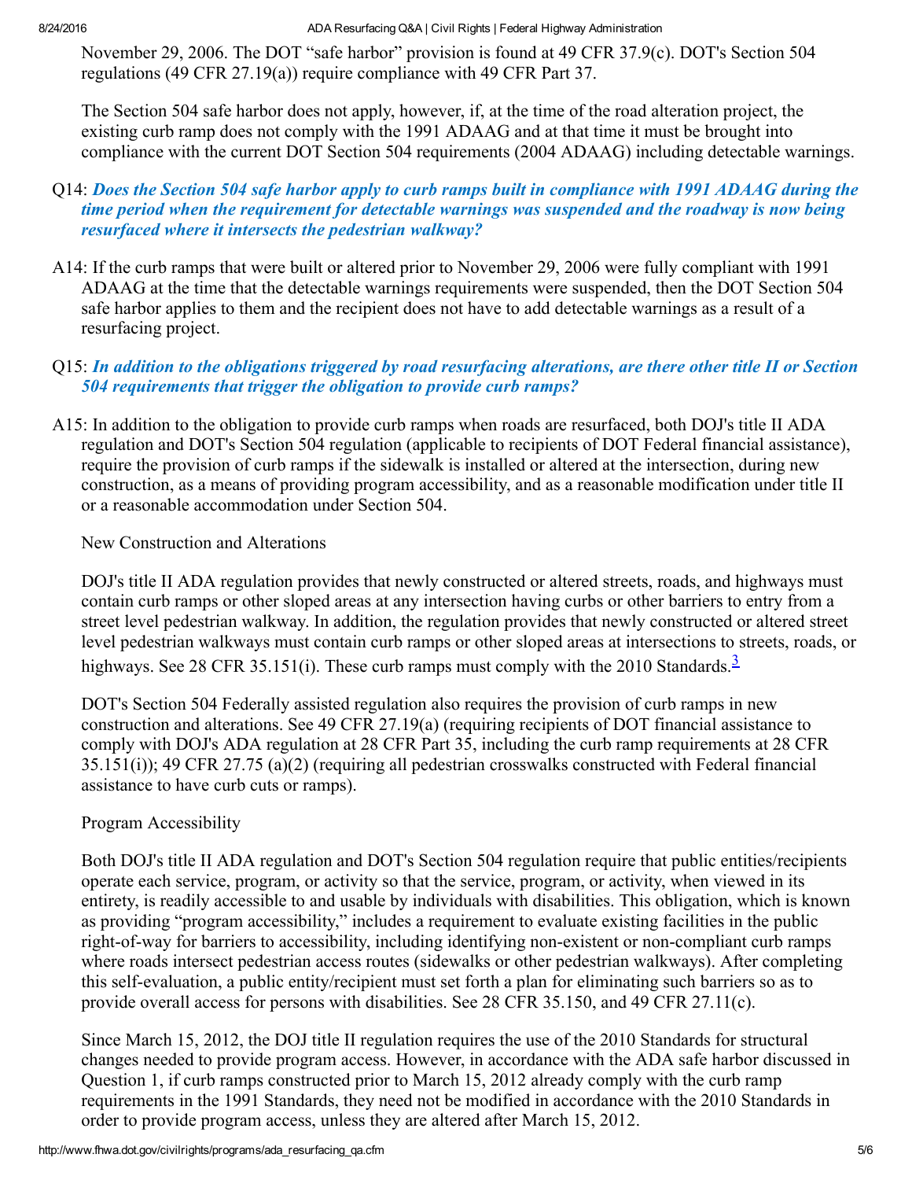November 29, 2006. The DOT "safe harbor" provision is found at 49 CFR 37.9(c). DOT's Section 504 regulations (49 CFR 27.19(a)) require compliance with 49 CFR Part 37.

The Section 504 safe harbor does not apply, however, if, at the time of the road alteration project, the existing curb ramp does not comply with the 1991 ADAAG and at that time it must be brought into compliance with the current DOT Section 504 requirements (2004 ADAAG) including detectable warnings.

Q14: ***Does the Section 504 safe harbor apply to curb ramps built in compliance with 1991 ADAAG during the time period when the requirement for detectable warnings was suspended and the roadway is now being resurfaced where it intersects the pedestrian walkway?***

A14: If the curb ramps that were built or altered prior to November 29, 2006 were fully compliant with 1991 ADAAG at the time that the detectable warnings requirements were suspended, then the DOT Section 504 safe harbor applies to them and the recipient does not have to add detectable warnings as a result of a resurfacing project.

Q15: ***In addition to the obligations triggered by road resurfacing alterations, are there other title II or Section 504 requirements that trigger the obligation to provide curb ramps?***

A15: In addition to the obligation to provide curb ramps when roads are resurfaced, both DOJ's title II ADA regulation and DOT's Section 504 regulation (applicable to recipients of DOT Federal financial assistance), require the provision of curb ramps if the sidewalk is installed or altered at the intersection, during new construction, as a means of providing program accessibility, and as a reasonable modification under title II or a reasonable accommodation under Section 504.

New Construction and Alterations

DOJ's title II ADA regulation provides that newly constructed or altered streets, roads, and highways must contain curb ramps or other sloped areas at any intersection having curbs or other barriers to entry from a street level pedestrian walkway. In addition, the regulation provides that newly constructed or altered street level pedestrian walkways must contain curb ramps or other sloped areas at intersections to streets, roads, or highways. See 28 CFR 35.151(i). These curb ramps must comply with the 2010 Standards.[3]

DOT's Section 504 Federally assisted regulation also requires the provision of curb ramps in new construction and alterations. See 49 CFR 27.19(a) (requiring recipients of DOT financial assistance to comply with DOJ's ADA regulation at 28 CFR Part 35, including the curb ramp requirements at 28 CFR 35.151(i)); 49 CFR 27.75 (a)(2) (requiring all pedestrian crosswalks constructed with Federal financial assistance to have curb cuts or ramps).

Program Accessibility

Both DOJ's title II ADA regulation and DOT's Section 504 regulation require that public entities/recipients operate each service, program, or activity so that the service, program, or activity, when viewed in its entirety, is readily accessible to and usable by individuals with disabilities. This obligation, which is known as providing "program accessibility," includes a requirement to evaluate existing facilities in the public right-of-way for barriers to accessibility, including identifying non-existent or non-compliant curb ramps where roads intersect pedestrian access routes (sidewalks or other pedestrian walkways). After completing this self-evaluation, a public entity/recipient must set forth a plan for eliminating such barriers so as to provide overall access for persons with disabilities. See 28 CFR 35.150, and 49 CFR 27.11(c).

Since March 15, 2012, the DOJ title II regulation requires the use of the 2010 Standards for structural changes needed to provide program access. However, in accordance with the ADA safe harbor discussed in Question 1, if curb ramps constructed prior to March 15, 2012 already comply with the curb ramp requirements in the 1991 Standards, they need not be modified in accordance with the 2010 Standards in order to provide program access, unless they are altered after March 15, 2012.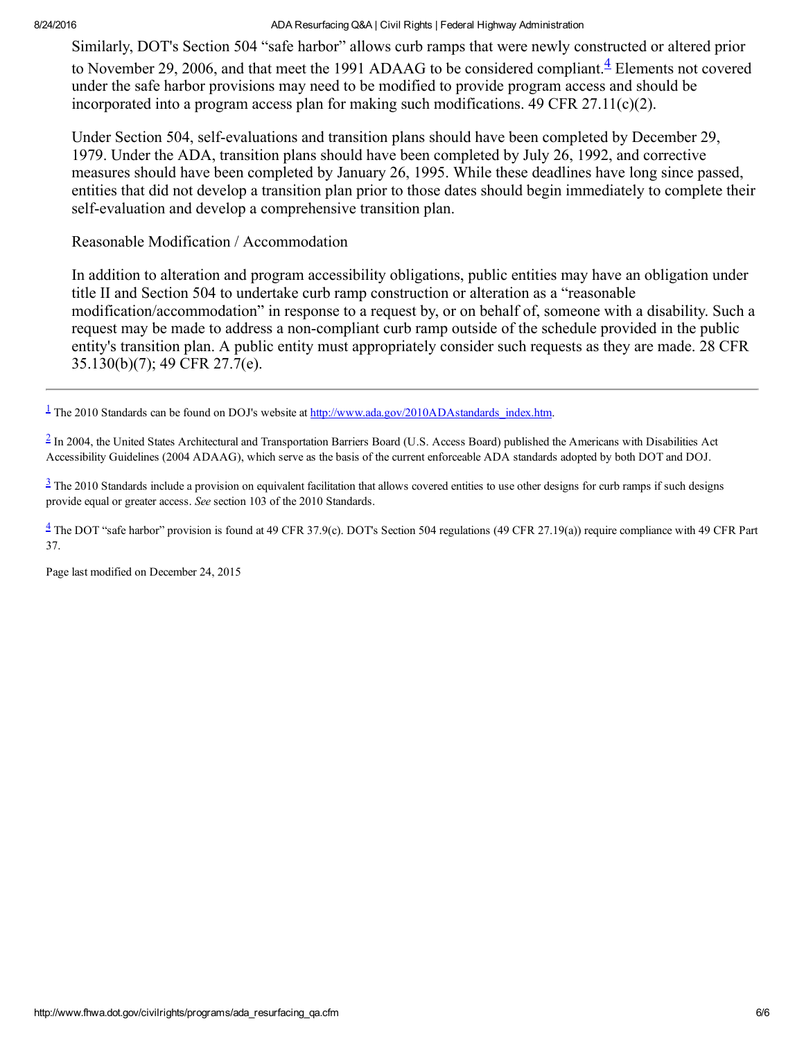Similarly, DOT's Section 504 "safe harbor" allows curb ramps that were newly constructed or altered prior to November 29, 2006, and that meet the 1991 ADAAG to be considered compliant.[4] Elements not covered under the safe harbor provisions may need to be modified to provide program access and should be incorporated into a program access plan for making such modifications. 49 CFR 27.11(c)(2).

Under Section 504, self-evaluations and transition plans should have been completed by December 29, 1979. Under the ADA, transition plans should have been completed by July 26, 1992, and corrective measures should have been completed by January 26, 1995. While these deadlines have long since passed, entities that did not develop a transition plan prior to those dates should begin immediately to complete their self-evaluation and develop a comprehensive transition plan.

Reasonable Modification / Accommodation

In addition to alteration and program accessibility obligations, public entities may have an obligation under title II and Section 504 to undertake curb ramp construction or alteration as a "reasonable modification/accommodation" in response to a request by, or on behalf of, someone with a disability. Such a request may be made to address a non-compliant curb ramp outside of the schedule provided in the public entity's transition plan. A public entity must appropriately consider such requests as they are made. 28 CFR 35.130(b)(7); 49 CFR 27.7(e).

---

[1] The 2010 Standards can be found on DOJ's website at http://www.ada.gov/2010ADAstandards_index.htm.

[2] In 2004, the United States Architectural and Transportation Barriers Board (U.S. Access Board) published the Americans with Disabilities Act Accessibility Guidelines (2004 ADAAG), which serve as the basis of the current enforceable ADA standards adopted by both DOT and DOJ.

[3] The 2010 Standards include a provision on equivalent facilitation that allows covered entities to use other designs for curb ramps if such designs provide equal or greater access. *See* section 103 of the 2010 Standards.

[4] The DOT "safe harbor" provision is found at 49 CFR 37.9(c). DOT's Section 504 regulations (49 CFR 27.19(a)) require compliance with 49 CFR Part 37.

Page last modified on December 24, 2015